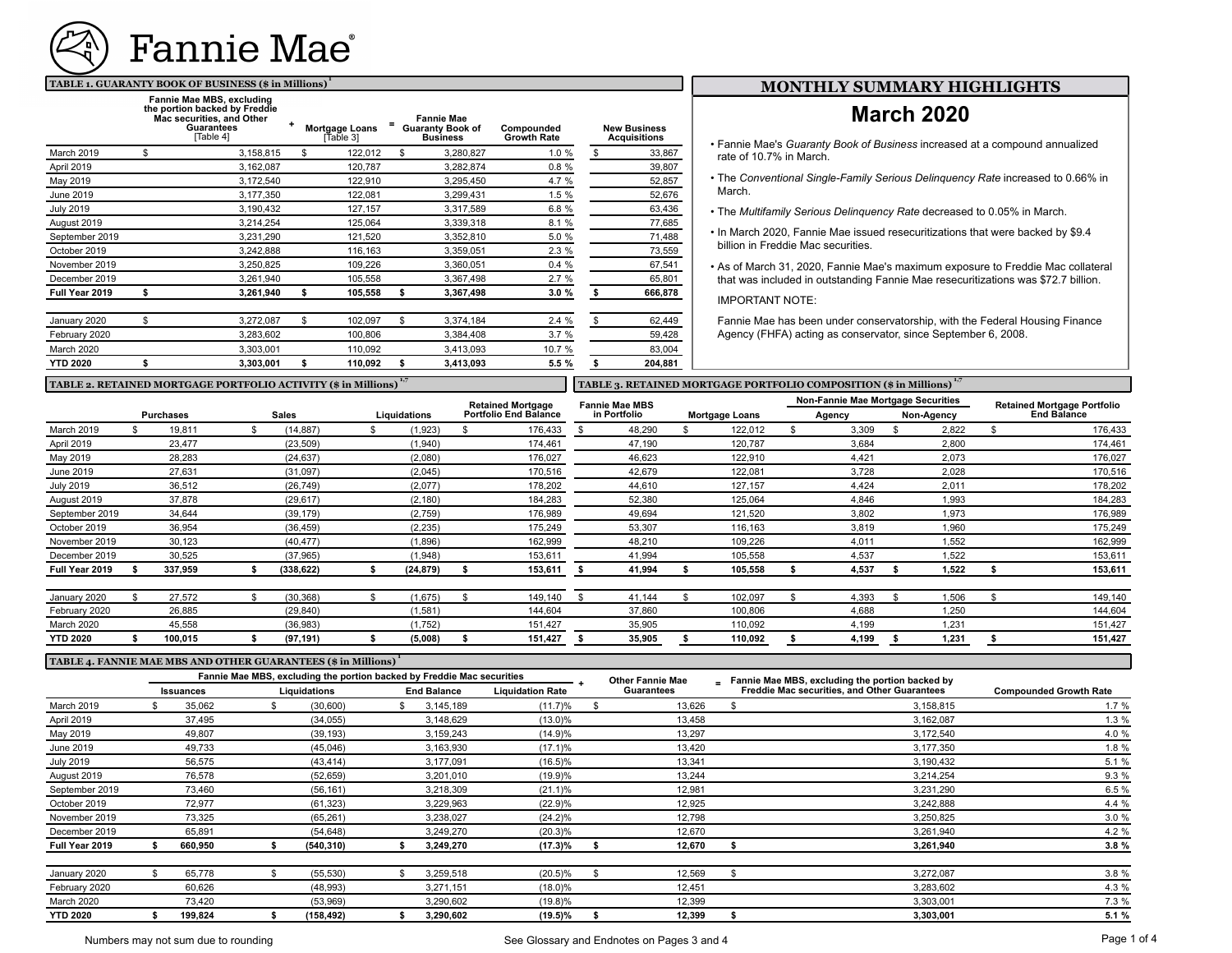# Fannie Mae

## TABLE 1. GUARANTY BOOK OF BUSINESS ($ in Millions) [1]

| | Fannie Mae MBS, excluding the portion backed by Freddie Mac securities, and Other Guarantees [Table 4] | + Mortgage Loans [Table 3] | = Fannie Mae Guaranty Book of Business | Compounded Growth Rate | New Business Acquisitions |
|---|---|---|---|---|---|
| March 2019 | $ 3,158,815 | $ 122,012 | $ 3,280,827 | 1.0 % | $ 33,867 |
| April 2019 | 3,162,087 | 120,787 | 3,282,874 | 0.8 % | 39,807 |
| May 2019 | 3,172,540 | 122,910 | 3,295,450 | 4.7 % | 52,857 |
| June 2019 | 3,177,350 | 122,081 | 3,299,431 | 1.5 % | 52,676 |
| July 2019 | 3,190,432 | 127,157 | 3,317,589 | 6.8 % | 63,436 |
| August 2019 | 3,214,254 | 125,064 | 3,339,318 | 8.1 % | 77,685 |
| September 2019 | 3,231,290 | 121,520 | 3,352,810 | 5.0 % | 71,488 |
| October 2019 | 3,242,888 | 116,163 | 3,359,051 | 2.3 % | 73,559 |
| November 2019 | 3,250,825 | 109,226 | 3,360,051 | 0.4 % | 67,541 |
| December 2019 | 3,261,940 | 105,558 | 3,367,498 | 2.7 % | 65,801 |
| **Full Year 2019** | **$ 3,261,940** | **$ 105,558** | **$ 3,367,498** | **3.0 %** | **$ 666,878** |
| | | | | | |
| January 2020 | $ 3,272,087 | $ 102,097 | $ 3,374,184 | 2.4 % | $ 62,449 |
| February 2020 | 3,283,602 | 100,806 | 3,384,408 | 3.7 % | 59,428 |
| March 2020 | 3,303,001 | 110,092 | 3,413,093 | 10.7 % | 83,004 |
| **YTD 2020** | **$ 3,303,001** | **$ 110,092** | **$ 3,413,093** | **5.5 %** | **$ 204,881** |

## MONTHLY SUMMARY HIGHLIGHTS

### March 2020

- Fannie Mae's *Guaranty Book of Business* increased at a compound annualized rate of 10.7% in March.
- The *Conventional Single-Family Serious Delinquency Rate* increased to 0.66% in March.
- The *Multifamily Serious Delinquency Rate* decreased to 0.05% in March.
- In March 2020, Fannie Mae issued resecuritizations that were backed by $9.4 billion in Freddie Mac securities.
- As of March 31, 2020, Fannie Mae's maximum exposure to Freddie Mac collateral that was included in outstanding Fannie Mae resecuritizations was $72.7 billion.

IMPORTANT NOTE:

Fannie Mae has been under conservatorship, with the Federal Housing Finance Agency (FHFA) acting as conservator, since September 6, 2008.

## TABLE 2. RETAINED MORTGAGE PORTFOLIO ACTIVITY ($ in Millions) [1,7]

| | Purchases | Sales | Liquidations | Retained Mortgage Portfolio End Balance |
|---|---|---|---|---|
| March 2019 | $ 19,811 | $ (14,887) | $ (1,923) | $ 176,433 |
| April 2019 | 23,477 | (23,509) | (1,940) | 174,461 |
| May 2019 | 28,283 | (24,637) | (2,080) | 176,027 |
| June 2019 | 27,631 | (31,097) | (2,045) | 170,516 |
| July 2019 | 36,512 | (26,749) | (2,077) | 178,202 |
| August 2019 | 37,878 | (29,617) | (2,180) | 184,283 |
| September 2019 | 34,644 | (39,179) | (2,759) | 176,989 |
| October 2019 | 36,954 | (36,459) | (2,235) | 175,249 |
| November 2019 | 30,123 | (40,477) | (1,896) | 162,999 |
| December 2019 | 30,525 | (37,965) | (1,948) | 153,611 |
| **Full Year 2019** | **$ 337,959** | **$ (338,622)** | **$ (24,879)** | **$ 153,611** |
| | | | | |
| January 2020 | $ 27,572 | $ (30,368) | $ (1,675) | $ 149,140 |
| February 2020 | 26,885 | (29,840) | (1,581) | 144,604 |
| March 2020 | 45,558 | (36,983) | (1,752) | 151,427 |
| **YTD 2020** | **$ 100,015** | **$ (97,191)** | **$ (5,008)** | **$ 151,427** |

## TABLE 3. RETAINED MORTGAGE PORTFOLIO COMPOSITION ($ in Millions) [1,7]

| | Fannie Mae MBS in Portfolio | Mortgage Loans | Non-Fannie Mae Mortgage Securities | | Retained Mortgage Portfolio End Balance |
|---|---|---|---|---|---|
| | | | Agency | Non-Agency | |
| March 2019 | $ 48,290 | $ 122,012 | $ 3,309 | $ 2,822 | $ 176,433 |
| April 2019 | 47,190 | 120,787 | 3,684 | 2,800 | 174,461 |
| May 2019 | 46,623 | 122,910 | 4,421 | 2,073 | 176,027 |
| June 2019 | 42,679 | 122,081 | 3,728 | 2,028 | 170,516 |
| July 2019 | 44,610 | 127,157 | 4,424 | 2,011 | 178,202 |
| August 2019 | 52,380 | 125,064 | 4,846 | 1,993 | 184,283 |
| September 2019 | 49,694 | 121,520 | 3,802 | 1,973 | 176,989 |
| October 2019 | 53,307 | 116,163 | 3,819 | 1,960 | 175,249 |
| November 2019 | 48,210 | 109,226 | 4,011 | 1,552 | 162,999 |
| December 2019 | 41,994 | 105,558 | 4,537 | 1,522 | 153,611 |
| **Full Year 2019** | **$ 41,994** | **$ 105,558** | **$ 4,537** | **$ 1,522** | **$ 153,611** |
| | | | | | |
| January 2020 | $ 41,144 | $ 102,097 | $ 4,393 | $ 1,506 | $ 149,140 |
| February 2020 | 37,860 | 100,806 | 4,688 | 1,250 | 144,604 |
| March 2020 | 35,905 | 110,092 | 4,199 | 1,231 | 151,427 |
| **YTD 2020** | **$ 35,905** | **$ 110,092** | **$ 4,199** | **$ 1,231** | **$ 151,427** |

## TABLE 4. FANNIE MAE MBS AND OTHER GUARANTEES ($ in Millions) [1]

| | Fannie Mae MBS, excluding the portion backed by Freddie Mac securities | | | | + Other Fannie Mae Guarantees | = Fannie Mae MBS, excluding the portion backed by Freddie Mac securities, and Other Guarantees | Compounded Growth Rate |
|---|---|---|---|---|---|---|---|
| | Issuances | Liquidations | End Balance | Liquidation Rate | | | |
| March 2019 | $ 35,062 | $ (30,600) | $ 3,145,189 | (11.7)% | $ 13,626 | $ 3,158,815 | 1.7 % |
| April 2019 | 37,495 | (34,055) | 3,148,629 | (13.0)% | 13,458 | 3,162,087 | 1.3 % |
| May 2019 | 49,807 | (39,193) | 3,159,243 | (14.9)% | 13,297 | 3,172,540 | 4.0 % |
| June 2019 | 49,733 | (45,046) | 3,163,930 | (17.1)% | 13,420 | 3,177,350 | 1.8 % |
| July 2019 | 56,575 | (43,414) | 3,177,091 | (16.5)% | 13,341 | 3,190,432 | 5.1 % |
| August 2019 | 76,578 | (52,659) | 3,201,010 | (19.9)% | 13,244 | 3,214,254 | 9.3 % |
| September 2019 | 73,460 | (56,161) | 3,218,309 | (21.1)% | 12,981 | 3,231,290 | 6.5 % |
| October 2019 | 72,977 | (61,323) | 3,229,963 | (22.9)% | 12,925 | 3,242,888 | 4.4 % |
| November 2019 | 73,325 | (65,261) | 3,238,027 | (24.2)% | 12,798 | 3,250,825 | 3.0 % |
| December 2019 | 65,891 | (54,648) | 3,249,270 | (20.3)% | 12,670 | 3,261,940 | 4.2 % |
| **Full Year 2019** | **$ 660,950** | **$ (540,310)** | **$ 3,249,270** | **(17.3)%** | **$ 12,670** | **$ 3,261,940** | **3.8 %** |
| | | | | | | | |
| January 2020 | $ 65,778 | $ (55,530) | $ 3,259,518 | (20.5)% | $ 12,569 | $ 3,272,087 | 3.8 % |
| February 2020 | 60,626 | (48,993) | 3,271,151 | (18.0)% | 12,451 | 3,283,602 | 4.3 % |
| March 2020 | 73,420 | (53,969) | 3,290,602 | (19.8)% | 12,399 | 3,303,001 | 7.3 % |
| **YTD 2020** | **$ 199,824** | **$ (158,492)** | **$ 3,290,602** | **(19.5)%** | **$ 12,399** | **$ 3,303,001** | **5.1 %** |

Numbers may not sum due to rounding

See Glossary and Endnotes on Pages 3 and 4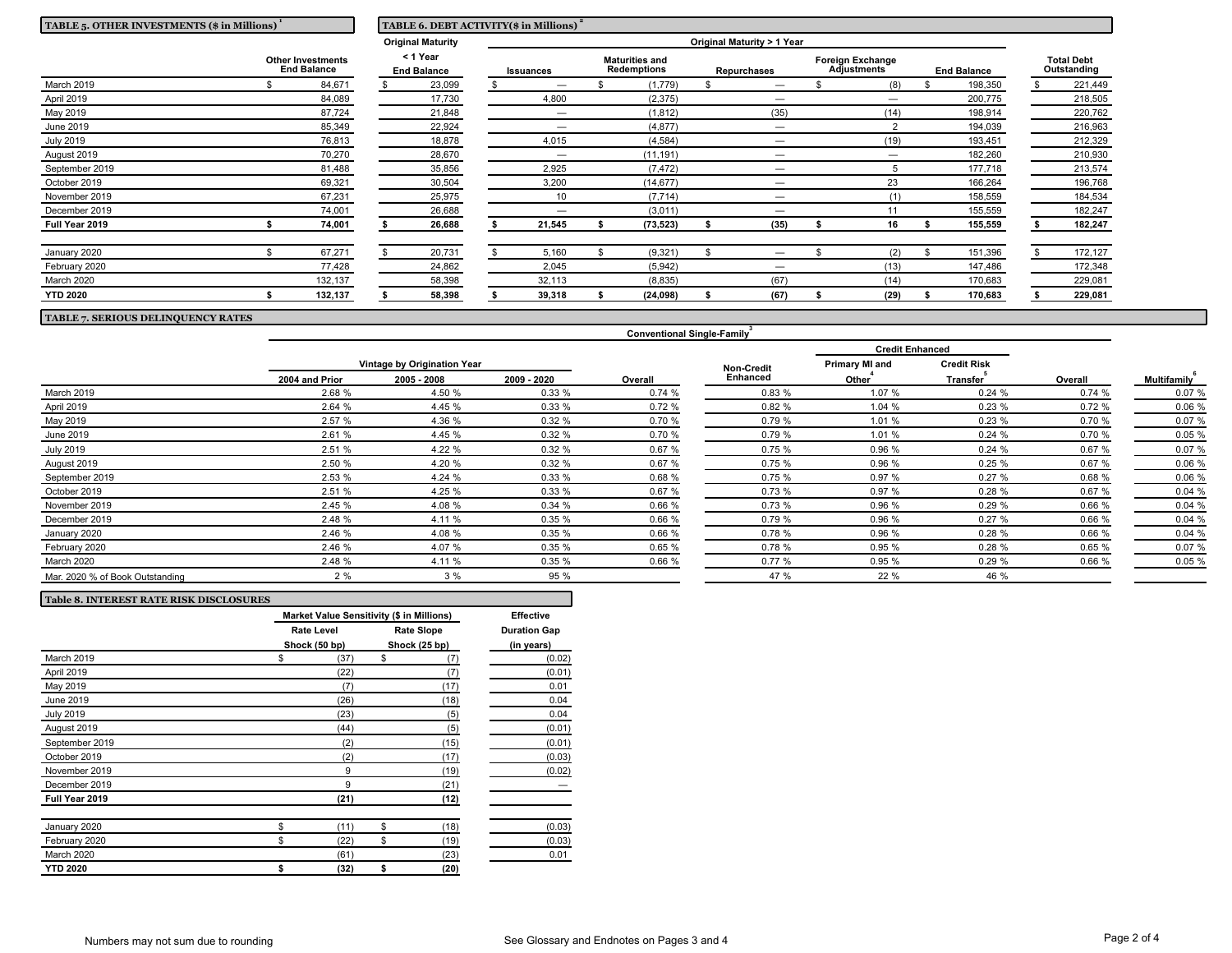## TABLE 5. OTHER INVESTMENTS ($ in Millions) [1]

| | Other Investments End Balance |
|---|---|
| March 2019 | $ 84,671 |
| April 2019 | 84,089 |
| May 2019 | 87,724 |
| June 2019 | 85,349 |
| July 2019 | 76,813 |
| August 2019 | 70,270 |
| September 2019 | 81,488 |
| October 2019 | 69,321 |
| November 2019 | 67,231 |
| December 2019 | 74,001 |
| **Full Year 2019** | **$ 74,001** |
| January 2020 | $ 67,271 |
| February 2020 | 77,428 |
| March 2020 | 132,137 |
| **YTD 2020** | **$ 132,137** |

## TABLE 6. DEBT ACTIVITY($ in Millions) [2]

| | Original Maturity < 1 Year | Original Maturity > 1 Year | | | | | |
|---|---|---|---|---|---|---|---|
| | End Balance | Issuances | Maturities and Redemptions | Repurchases | Foreign Exchange Adjustments | End Balance | Total Debt Outstanding |
| March 2019 | $ 23,099 | $ — | $ (1,779) | $ — | $ (8) | $ 198,350 | $ 221,449 |
| April 2019 | 17,730 | 4,800 | (2,375) | — | — | 200,775 | 218,505 |
| May 2019 | 21,848 | — | (1,812) | (35) | (14) | 198,914 | 220,762 |
| June 2019 | 22,924 | — | (4,877) | — | 2 | 194,039 | 216,963 |
| July 2019 | 18,878 | 4,015 | (4,584) | — | (19) | 193,451 | 212,329 |
| August 2019 | 28,670 | — | (11,191) | — | — | 182,260 | 210,930 |
| September 2019 | 35,856 | 2,925 | (7,472) | — | 5 | 177,718 | 213,574 |
| October 2019 | 30,504 | 3,200 | (14,677) | — | 23 | 166,264 | 196,768 |
| November 2019 | 25,975 | 10 | (7,714) | — | (1) | 158,559 | 184,534 |
| December 2019 | 26,688 | — | (3,011) | — | 11 | 155,559 | 182,247 |
| **Full Year 2019** | **$ 26,688** | **$ 21,545** | **$ (73,523)** | **$ (35)** | **$ 16** | **$ 155,559** | **$ 182,247** |
| January 2020 | $ 20,731 | $ 5,160 | $ (9,321) | $ — | $ (2) | $ 151,396 | $ 172,127 |
| February 2020 | 24,862 | 2,045 | (5,942) | — | (13) | 147,486 | 172,348 |
| March 2020 | 58,398 | 32,113 | (8,835) | (67) | (14) | 170,683 | 229,081 |
| **YTD 2020** | **$ 58,398** | **$ 39,318** | **$ (24,098)** | **$ (67)** | **$ (29)** | **$ 170,683** | **$ 229,081** |

## TABLE 7. SERIOUS DELINQUENCY RATES

| | Conventional Single-Family [3] | | | | | | | | |
|---|---|---|---|---|---|---|---|---|---|
| | Vintage by Origination Year | | | | | Credit Enhanced | | | |
| | 2004 and Prior | 2005 - 2008 | 2009 - 2020 | Overall | Non-Credit Enhanced | Primary MI and Other [4] | Credit Risk Transfer [5] | Overall | Multifamily [6] |
| March 2019 | 2.68 % | 4.50 % | 0.33 % | 0.74 % | 0.83 % | 1.07 % | 0.24 % | 0.74 % | 0.07 % |
| April 2019 | 2.64 % | 4.45 % | 0.33 % | 0.72 % | 0.82 % | 1.04 % | 0.23 % | 0.72 % | 0.06 % |
| May 2019 | 2.57 % | 4.36 % | 0.32 % | 0.70 % | 0.79 % | 1.01 % | 0.23 % | 0.70 % | 0.07 % |
| June 2019 | 2.61 % | 4.45 % | 0.32 % | 0.70 % | 0.79 % | 1.01 % | 0.24 % | 0.70 % | 0.05 % |
| July 2019 | 2.51 % | 4.22 % | 0.32 % | 0.67 % | 0.75 % | 0.96 % | 0.24 % | 0.67 % | 0.07 % |
| August 2019 | 2.50 % | 4.20 % | 0.32 % | 0.67 % | 0.75 % | 0.96 % | 0.25 % | 0.67 % | 0.06 % |
| September 2019 | 2.53 % | 4.24 % | 0.33 % | 0.68 % | 0.75 % | 0.97 % | 0.27 % | 0.68 % | 0.06 % |
| October 2019 | 2.51 % | 4.25 % | 0.33 % | 0.67 % | 0.73 % | 0.97 % | 0.28 % | 0.67 % | 0.04 % |
| November 2019 | 2.45 % | 4.08 % | 0.34 % | 0.66 % | 0.73 % | 0.96 % | 0.29 % | 0.66 % | 0.04 % |
| December 2019 | 2.48 % | 4.11 % | 0.35 % | 0.66 % | 0.79 % | 0.96 % | 0.27 % | 0.66 % | 0.04 % |
| January 2020 | 2.46 % | 4.08 % | 0.35 % | 0.66 % | 0.78 % | 0.96 % | 0.28 % | 0.66 % | 0.04 % |
| February 2020 | 2.46 % | 4.07 % | 0.35 % | 0.65 % | 0.78 % | 0.95 % | 0.28 % | 0.65 % | 0.07 % |
| March 2020 | 2.48 % | 4.11 % | 0.35 % | 0.66 % | 0.77 % | 0.95 % | 0.29 % | 0.66 % | 0.05 % |
| Mar. 2020 % of Book Outstanding | 2 % | 3 % | 95 % | | 47 % | 22 % | 46 % | | |

## Table 8. INTEREST RATE RISK DISCLOSURES

| | Market Value Sensitivity ($ in Millions) | | Effective |
|---|---|---|---|
| | Rate Level Shock (50 bp) | Rate Slope Shock (25 bp) | Duration Gap (in years) |
| March 2019 | $ (37) | $ (7) | (0.02) |
| April 2019 | (22) | (7) | (0.01) |
| May 2019 | (7) | (17) | 0.01 |
| June 2019 | (26) | (18) | 0.04 |
| July 2019 | (23) | (5) | 0.04 |
| August 2019 | (44) | (5) | (0.01) |
| September 2019 | (2) | (15) | (0.01) |
| October 2019 | (2) | (17) | (0.03) |
| November 2019 | 9 | (19) | (0.02) |
| December 2019 | 9 | (21) | — |
| **Full Year 2019** | **(21)** | **(12)** | |
| January 2020 | $ (11) | $ (18) | (0.03) |
| February 2020 | $ (22) | $ (19) | (0.03) |
| March 2020 | (61) | (23) | 0.01 |
| **YTD 2020** | **$ (32)** | **$ (20)** | |

Numbers may not sum due to rounding

See Glossary and Endnotes on Pages 3 and 4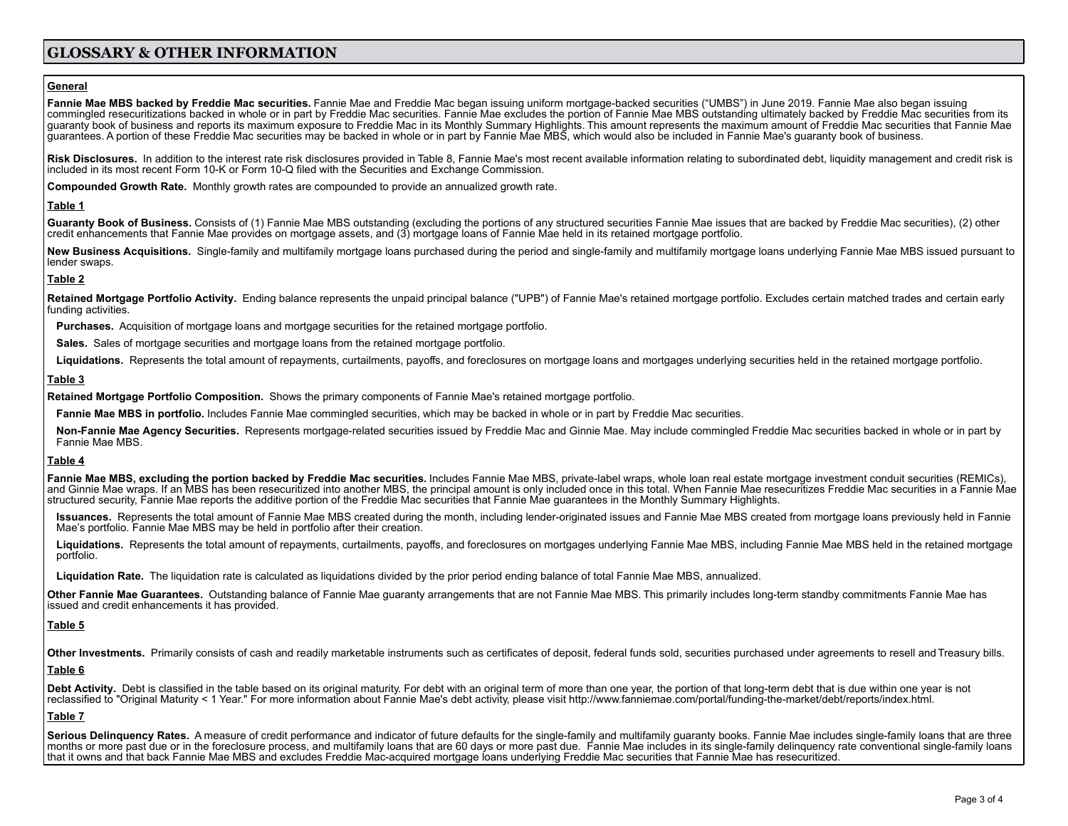# GLOSSARY & OTHER INFORMATION

## General

**Fannie Mae MBS backed by Freddie Mac securities.** Fannie Mae and Freddie Mac began issuing uniform mortgage-backed securities ("UMBS") in June 2019. Fannie Mae also began issuing commingled resecuritizations backed in whole or in part by Freddie Mac securities. Fannie Mae excludes the portion of Fannie Mae MBS outstanding ultimately backed by Freddie Mac securities from its guaranty book of business and reports its maximum exposure to Freddie Mac in its Monthly Summary Highlights. This amount represents the maximum amount of Freddie Mac securities that Fannie Mae guarantees. A portion of these Freddie Mac securities may be backed in whole or in part by Fannie Mae MBS, which would also be included in Fannie Mae's guaranty book of business.

**Risk Disclosures.** In addition to the interest rate risk disclosures provided in Table 8, Fannie Mae's most recent available information relating to subordinated debt, liquidity management and credit risk is included in its most recent Form 10-K or Form 10-Q filed with the Securities and Exchange Commission.

**Compounded Growth Rate.** Monthly growth rates are compounded to provide an annualized growth rate.

## Table 1

**Guaranty Book of Business.** Consists of (1) Fannie Mae MBS outstanding (excluding the portions of any structured securities Fannie Mae issues that are backed by Freddie Mac securities), (2) other credit enhancements that Fannie Mae provides on mortgage assets, and (3) mortgage loans of Fannie Mae held in its retained mortgage portfolio.

**New Business Acquisitions.** Single-family and multifamily mortgage loans purchased during the period and single-family and multifamily mortgage loans underlying Fannie Mae MBS issued pursuant to lender swaps.

## Table 2

**Retained Mortgage Portfolio Activity.** Ending balance represents the unpaid principal balance ("UPB") of Fannie Mae's retained mortgage portfolio. Excludes certain matched trades and certain early funding activities.

**Purchases.** Acquisition of mortgage loans and mortgage securities for the retained mortgage portfolio.

**Sales.** Sales of mortgage securities and mortgage loans from the retained mortgage portfolio.

**Liquidations.** Represents the total amount of repayments, curtailments, payoffs, and foreclosures on mortgage loans and mortgages underlying securities held in the retained mortgage portfolio.

## Table 3

**Retained Mortgage Portfolio Composition.** Shows the primary components of Fannie Mae's retained mortgage portfolio.

**Fannie Mae MBS in portfolio.** Includes Fannie Mae commingled securities, which may be backed in whole or in part by Freddie Mac securities.

**Non-Fannie Mae Agency Securities.** Represents mortgage-related securities issued by Freddie Mac and Ginnie Mae. May include commingled Freddie Mac securities backed in whole or in part by Fannie Mae MBS.

## Table 4

**Fannie Mae MBS, excluding the portion backed by Freddie Mac securities.** Includes Fannie Mae MBS, private-label wraps, whole loan real estate mortgage investment conduit securities (REMICs), and Ginnie Mae wraps. If an MBS has been resecuritized into another MBS, the principal amount is only included once in this total. When Fannie Mae resecuritizes Freddie Mac securities in a Fannie Mae structured security, Fannie Mae reports the additive portion of the Freddie Mac securities that Fannie Mae guarantees in the Monthly Summary Highlights.

**Issuances.** Represents the total amount of Fannie Mae MBS created during the month, including lender-originated issues and Fannie Mae MBS created from mortgage loans previously held in Fannie Mae's portfolio. Fannie Mae MBS may be held in portfolio after their creation.

**Liquidations.** Represents the total amount of repayments, curtailments, payoffs, and foreclosures on mortgages underlying Fannie Mae MBS, including Fannie Mae MBS held in the retained mortgage portfolio.

**Liquidation Rate.** The liquidation rate is calculated as liquidations divided by the prior period ending balance of total Fannie Mae MBS, annualized.

**Other Fannie Mae Guarantees.** Outstanding balance of Fannie Mae guaranty arrangements that are not Fannie Mae MBS. This primarily includes long-term standby commitments Fannie Mae has issued and credit enhancements it has provided.

## Table 5

**Other Investments.** Primarily consists of cash and readily marketable instruments such as certificates of deposit, federal funds sold, securities purchased under agreements to resell and Treasury bills.

## Table 6

**Debt Activity.** Debt is classified in the table based on its original maturity. For debt with an original term of more than one year, the portion of that long-term debt that is due within one year is not reclassified to "Original Maturity < 1 Year." For more information about Fannie Mae's debt activity, please visit http://www.fanniemae.com/portal/funding-the-market/debt/reports/index.html.

## Table 7

**Serious Delinquency Rates.** A measure of credit performance and indicator of future defaults for the single-family and multifamily guaranty books. Fannie Mae includes single-family loans that are three months or more past due or in the foreclosure process, and multifamily loans that are 60 days or more past due. Fannie Mae includes in its single-family delinquency rate conventional single-family loans that it owns and that back Fannie Mae MBS and excludes Freddie Mac-acquired mortgage loans underlying Freddie Mac securities that Fannie Mae has resecuritized.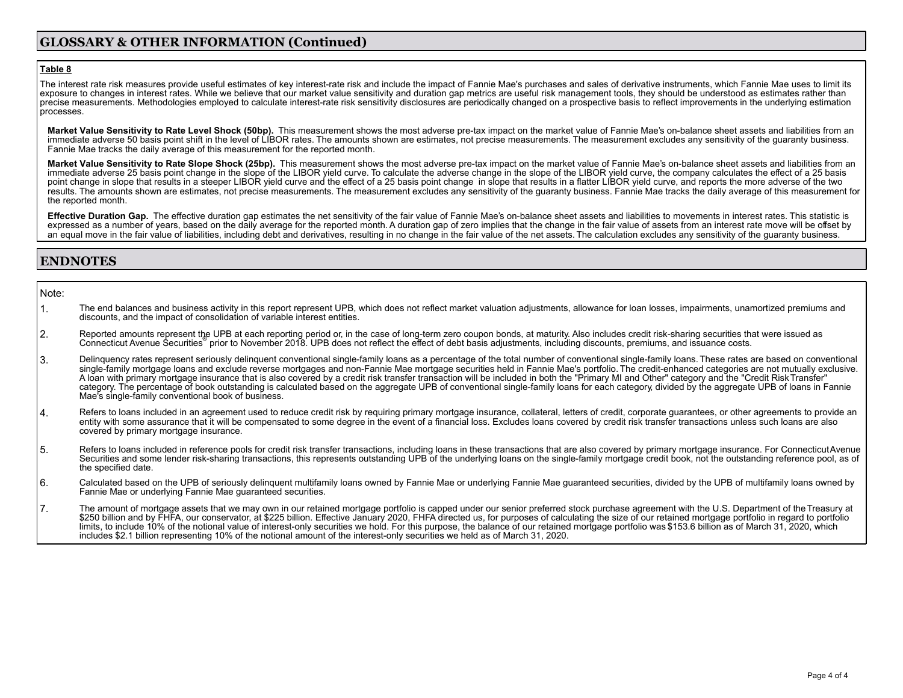## GLOSSARY & OTHER INFORMATION (Continued)

**Table 8**

The interest rate risk measures provide useful estimates of key interest-rate risk and include the impact of Fannie Mae's purchases and sales of derivative instruments, which Fannie Mae uses to limit its exposure to changes in interest rates. While we believe that our market value sensitivity and duration gap metrics are useful risk management tools, they should be understood as estimates rather than precise measurements. Methodologies employed to calculate interest-rate risk sensitivity disclosures are periodically changed on a prospective basis to reflect improvements in the underlying estimation processes.

**Market Value Sensitivity to Rate Level Shock (50bp).** This measurement shows the most adverse pre-tax impact on the market value of Fannie Mae's on-balance sheet assets and liabilities from an immediate adverse 50 basis point shift in the level of LIBOR rates. The amounts shown are estimates, not precise measurements. The measurement excludes any sensitivity of the guaranty business. Fannie Mae tracks the daily average of this measurement for the reported month.

**Market Value Sensitivity to Rate Slope Shock (25bp).** This measurement shows the most adverse pre-tax impact on the market value of Fannie Mae's on-balance sheet assets and liabilities from an immediate adverse 25 basis point change in the slope of the LIBOR yield curve. To calculate the adverse change in the slope of the LIBOR yield curve, the company calculates the effect of a 25 basis point change in slope that results in a steeper LIBOR yield curve and the effect of a 25 basis point change in slope that results in a flatter LIBOR yield curve, and reports the more adverse of the two results. The amounts shown are estimates, not precise measurements. The measurement excludes any sensitivity of the guaranty business. Fannie Mae tracks the daily average of this measurement for the reported month.

**Effective Duration Gap.** The effective duration gap estimates the net sensitivity of the fair value of Fannie Mae's on-balance sheet assets and liabilities to movements in interest rates. This statistic is expressed as a number of years, based on the daily average for the reported month. A duration gap of zero implies that the change in the fair value of assets from an interest rate move will be offset by an equal move in the fair value of liabilities, including debt and derivatives, resulting in no change in the fair value of the net assets. The calculation excludes any sensitivity of the guaranty business.

## ENDNOTES

Note:

1. The end balances and business activity in this report represent UPB, which does not reflect market valuation adjustments, allowance for loan losses, impairments, unamortized premiums and discounts, and the impact of consolidation of variable interest entities.
2. Reported amounts represent the UPB at each reporting period or, in the case of long-term zero coupon bonds, at maturity. Also includes credit risk-sharing securities that were issued as Connecticut Avenue Securities® prior to November 2018. UPB does not reflect the effect of debt basis adjustments, including discounts, premiums, and issuance costs.
3. Delinquency rates represent seriously delinquent conventional single-family loans as a percentage of the total number of conventional single-family loans. These rates are based on conventional single-family mortgage loans and exclude reverse mortgages and non-Fannie Mae mortgage securities held in Fannie Mae's portfolio. The credit-enhanced categories are not mutually exclusive. A loan with primary mortgage insurance that is also covered by a credit risk transfer transaction will be included in both the "Primary MI and Other" category and the "Credit Risk Transfer" category. The percentage of book outstanding is calculated based on the aggregate UPB of conventional single-family loans for each category, divided by the aggregate UPB of loans in Fannie Mae's single-family conventional book of business.
4. Refers to loans included in an agreement used to reduce credit risk by requiring primary mortgage insurance, collateral, letters of credit, corporate guarantees, or other agreements to provide an entity with some assurance that it will be compensated to some degree in the event of a financial loss. Excludes loans covered by credit risk transfer transactions unless such loans are also covered by primary mortgage insurance.
5. Refers to loans included in reference pools for credit risk transfer transactions, including loans in these transactions that are also covered by primary mortgage insurance. For Connecticut Avenue Securities and some lender risk-sharing transactions, this represents outstanding UPB of the underlying loans on the single-family mortgage credit book, not the outstanding reference pool, as of the specified date.
6. Calculated based on the UPB of seriously delinquent multifamily loans owned by Fannie Mae or underlying Fannie Mae guaranteed securities, divided by the UPB of multifamily loans owned by Fannie Mae or underlying Fannie Mae guaranteed securities.
7. The amount of mortgage assets that we may own in our retained mortgage portfolio is capped under our senior preferred stock purchase agreement with the U.S. Department of the Treasury at $250 billion and by FHFA, our conservator, at $225 billion. Effective January 2020, FHFA directed us, for purposes of calculating the size of our retained mortgage portfolio in regard to portfolio limits, to include 10% of the notional value of interest-only securities we hold. For this purpose, the balance of our retained mortgage portfolio was $153.6 billion as of March 31, 2020, which includes $2.1 billion representing 10% of the notional amount of the interest-only securities we held as of March 31, 2020.